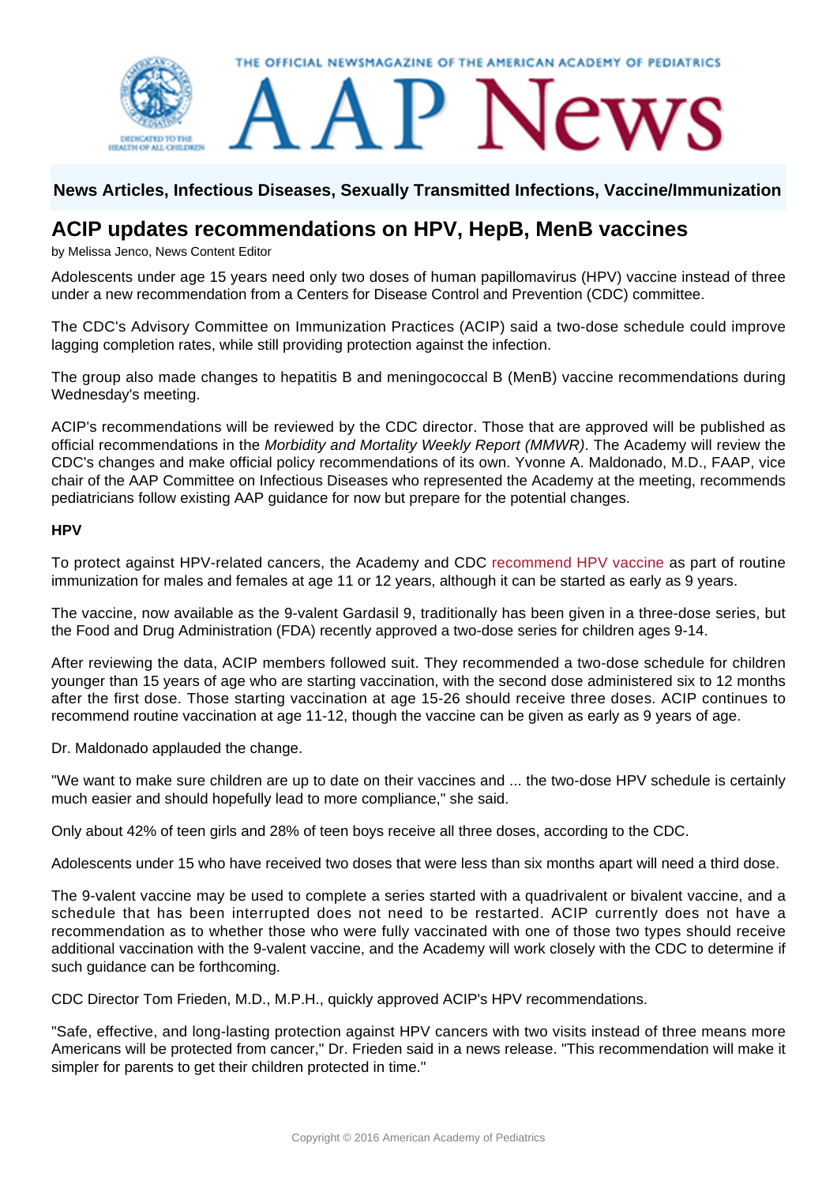**News Articles, Infectious Diseases, Sexually Transmitted Infections, Vaccine/Immunization**

# ACIP updates recommendations on HPV, HepB, MenB vaccines

by Melissa Jenco, News Content Editor

Adolescents under age 15 years need only two doses of human papillomavirus (HPV) vaccine instead of three under a new recommendation from a Centers for Disease Control and Prevention (CDC) committee.

The CDC's Advisory Committee on Immunization Practices (ACIP) said a two-dose schedule could improve lagging completion rates, while still providing protection against the infection.

The group also made changes to hepatitis B and meningococcal B (MenB) vaccine recommendations during Wednesday's meeting.

ACIP's recommendations will be reviewed by the CDC director. Those that are approved will be published as official recommendations in the *Morbidity and Mortality Weekly Report (MMWR)*. The Academy will review the CDC's changes and make official policy recommendations of its own. Yvonne A. Maldonado, M.D., FAAP, vice chair of the AAP Committee on Infectious Diseases who represented the Academy at the meeting, recommends pediatricians follow existing AAP guidance for now but prepare for the potential changes.

**HPV**

To protect against HPV-related cancers, the Academy and CDC recommend HPV vaccine as part of routine immunization for males and females at age 11 or 12 years, although it can be started as early as 9 years.

The vaccine, now available as the 9-valent Gardasil 9, traditionally has been given in a three-dose series, but the Food and Drug Administration (FDA) recently approved a two-dose series for children ages 9-14.

After reviewing the data, ACIP members followed suit. They recommended a two-dose schedule for children younger than 15 years of age who are starting vaccination, with the second dose administered six to 12 months after the first dose. Those starting vaccination at age 15-26 should receive three doses. ACIP continues to recommend routine vaccination at age 11-12, though the vaccine can be given as early as 9 years of age.

Dr. Maldonado applauded the change.

"We want to make sure children are up to date on their vaccines and ... the two-dose HPV schedule is certainly much easier and should hopefully lead to more compliance," she said.

Only about 42% of teen girls and 28% of teen boys receive all three doses, according to the CDC.

Adolescents under 15 who have received two doses that were less than six months apart will need a third dose.

The 9-valent vaccine may be used to complete a series started with a quadrivalent or bivalent vaccine, and a schedule that has been interrupted does not need to be restarted. ACIP currently does not have a recommendation as to whether those who were fully vaccinated with one of those two types should receive additional vaccination with the 9-valent vaccine, and the Academy will work closely with the CDC to determine if such guidance can be forthcoming.

CDC Director Tom Frieden, M.D., M.P.H., quickly approved ACIP's HPV recommendations.

"Safe, effective, and long-lasting protection against HPV cancers with two visits instead of three means more Americans will be protected from cancer," Dr. Frieden said in a news release. "This recommendation will make it simpler for parents to get their children protected in time."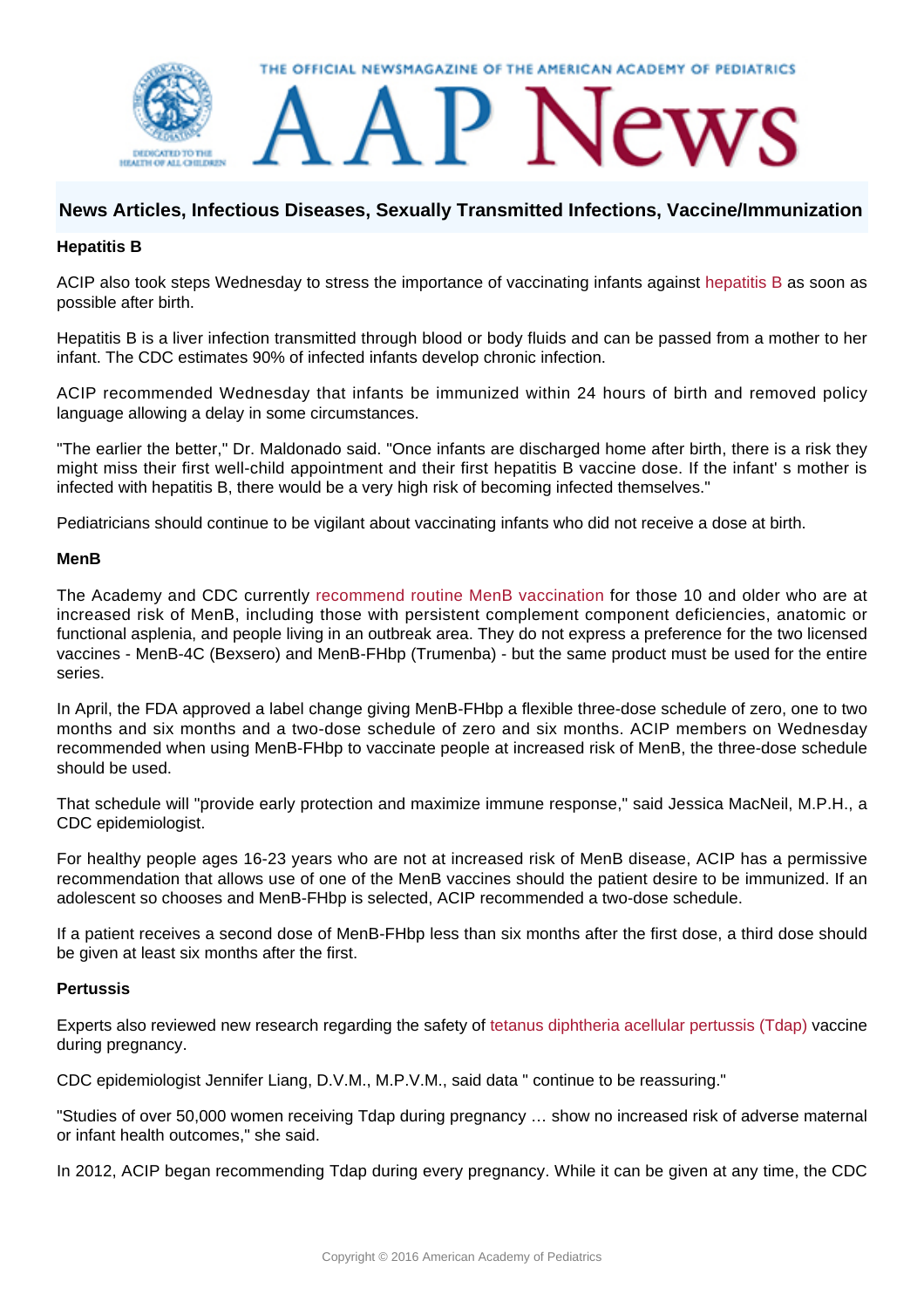### Hepatitis B

ACIP also took steps Wednesday to stress the importance of vaccinating infants against hepatitis B as soon as possible after birth.

Hepatitis B is a liver infection transmitted through blood or body fluids and can be passed from a mother to her infant. The CDC estimates 90% of infected infants develop chronic infection.

ACIP recommended Wednesday that infants be immunized within 24 hours of birth and removed policy language allowing a delay in some circumstances.

"The earlier the better," Dr. Maldonado said. "Once infants are discharged home after birth, there is a risk they might miss their first well-child appointment and their first hepatitis B vaccine dose. If the infant' s mother is infected with hepatitis B, there would be a very high risk of becoming infected themselves."

Pediatricians should continue to be vigilant about vaccinating infants who did not receive a dose at birth.

### MenB

The Academy and CDC currently recommend routine MenB vaccination for those 10 and older who are at increased risk of MenB, including those with persistent complement component deficiencies, anatomic or functional asplenia, and people living in an outbreak area. They do not express a preference for the two licensed vaccines - MenB-4C (Bexsero) and MenB-FHbp (Trumenba) - but the same product must be used for the entire series.

In April, the FDA approved a label change giving MenB-FHbp a flexible three-dose schedule of zero, one to two months and six months and a two-dose schedule of zero and six months. ACIP members on Wednesday recommended when using MenB-FHbp to vaccinate people at increased risk of MenB, the three-dose schedule should be used.

That schedule will "provide early protection and maximize immune response," said Jessica MacNeil, M.P.H., a CDC epidemiologist.

For healthy people ages 16-23 years who are not at increased risk of MenB disease, ACIP has a permissive recommendation that allows use of one of the MenB vaccines should the patient desire to be immunized. If an adolescent so chooses and MenB-FHbp is selected, ACIP recommended a two-dose schedule.

If a patient receives a second dose of MenB-FHbp less than six months after the first dose, a third dose should be given at least six months after the first.

### Pertussis

Experts also reviewed new research regarding the safety of tetanus diphtheria acellular pertussis (Tdap) vaccine during pregnancy.

CDC epidemiologist Jennifer Liang, D.V.M., M.P.V.M., said data " continue to be reassuring."

"Studies of over 50,000 women receiving Tdap during pregnancy … show no increased risk of adverse maternal or infant health outcomes," she said.

In 2012, ACIP began recommending Tdap during every pregnancy. While it can be given at any time, the CDC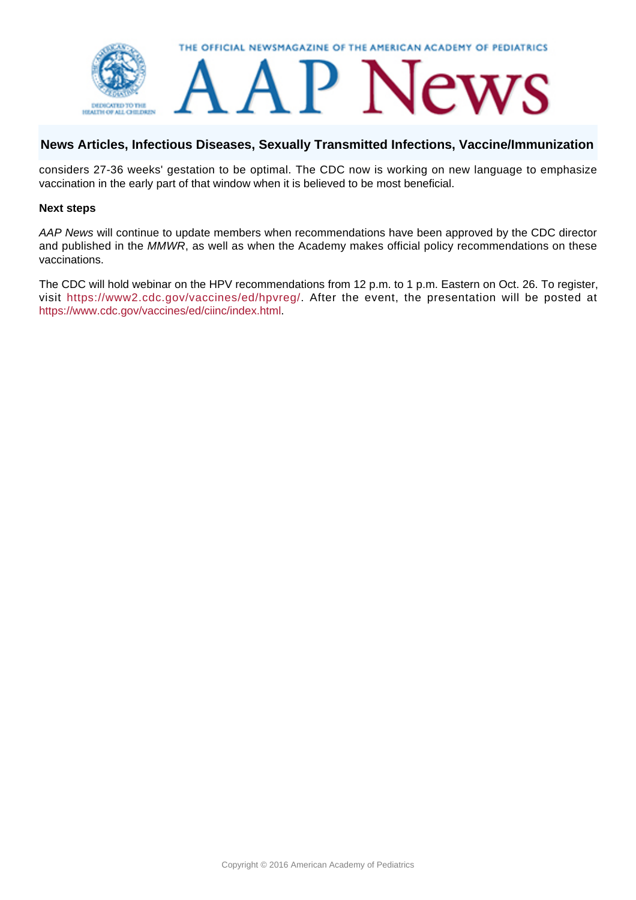considers 27-36 weeks' gestation to be optimal. The CDC now is working on new language to emphasize vaccination in the early part of that window when it is believed to be most beneficial.

**Next steps**

*AAP News* will continue to update members when recommendations have been approved by the CDC director and published in the *MMWR*, as well as when the Academy makes official policy recommendations on these vaccinations.

The CDC will hold webinar on the HPV recommendations from 12 p.m. to 1 p.m. Eastern on Oct. 26. To register, visit https://www2.cdc.gov/vaccines/ed/hpvreg/. After the event, the presentation will be posted at https://www.cdc.gov/vaccines/ed/ciinc/index.html.